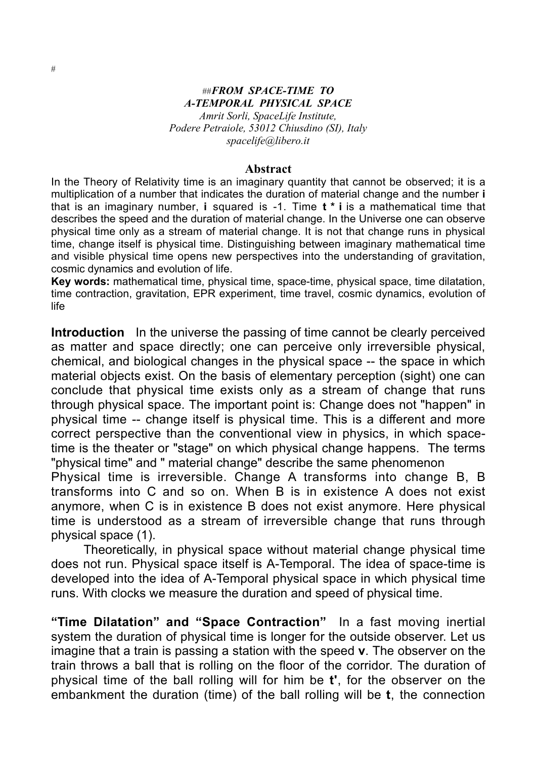#

## *FROM SPACE-TIME TO A-TEMPORAL PHYSICAL SPACE*

*Amrit Sorli, SpaceLife Institute,*
*Podere Petraiole, 53012 Chiusdino (SI), Italy*
*spacelife@libero.it*

### Abstract

In the Theory of Relativity time is an imaginary quantity that cannot be observed; it is a multiplication of a number that indicates the duration of material change and the number **i** that is an imaginary number, **i** squared is -1. Time **t * i** is a mathematical time that describes the speed and the duration of material change. In the Universe one can observe physical time only as a stream of material change. It is not that change runs in physical time, change itself is physical time. Distinguishing between imaginary mathematical time and visible physical time opens new perspectives into the understanding of gravitation, cosmic dynamics and evolution of life.

**Key words:** mathematical time, physical time, space-time, physical space, time dilatation, time contraction, gravitation, EPR experiment, time travel, cosmic dynamics, evolution of life

**Introduction** In the universe the passing of time cannot be clearly perceived as matter and space directly; one can perceive only irreversible physical, chemical, and biological changes in the physical space -- the space in which material objects exist. On the basis of elementary perception (sight) one can conclude that physical time exists only as a stream of change that runs through physical space. The important point is: Change does not "happen" in physical time -- change itself is physical time. This is a different and more correct perspective than the conventional view in physics, in which space-time is the theater or "stage" on which physical change happens. The terms "physical time" and " material change" describe the same phenomenon

Physical time is irreversible. Change A transforms into change B, B transforms into C and so on. When B is in existence A does not exist anymore, when C is in existence B does not exist anymore. Here physical time is understood as a stream of irreversible change that runs through physical space (1).

Theoretically, in physical space without material change physical time does not run. Physical space itself is A-Temporal. The idea of space-time is developed into the idea of A-Temporal physical space in which physical time runs. With clocks we measure the duration and speed of physical time.

**"Time Dilatation" and "Space Contraction"** In a fast moving inertial system the duration of physical time is longer for the outside observer. Let us imagine that a train is passing a station with the speed **v**. The observer on the train throws a ball that is rolling on the floor of the corridor. The duration of physical time of the ball rolling will for him be **t'**, for the observer on the embankment the duration (time) of the ball rolling will be **t**, the connection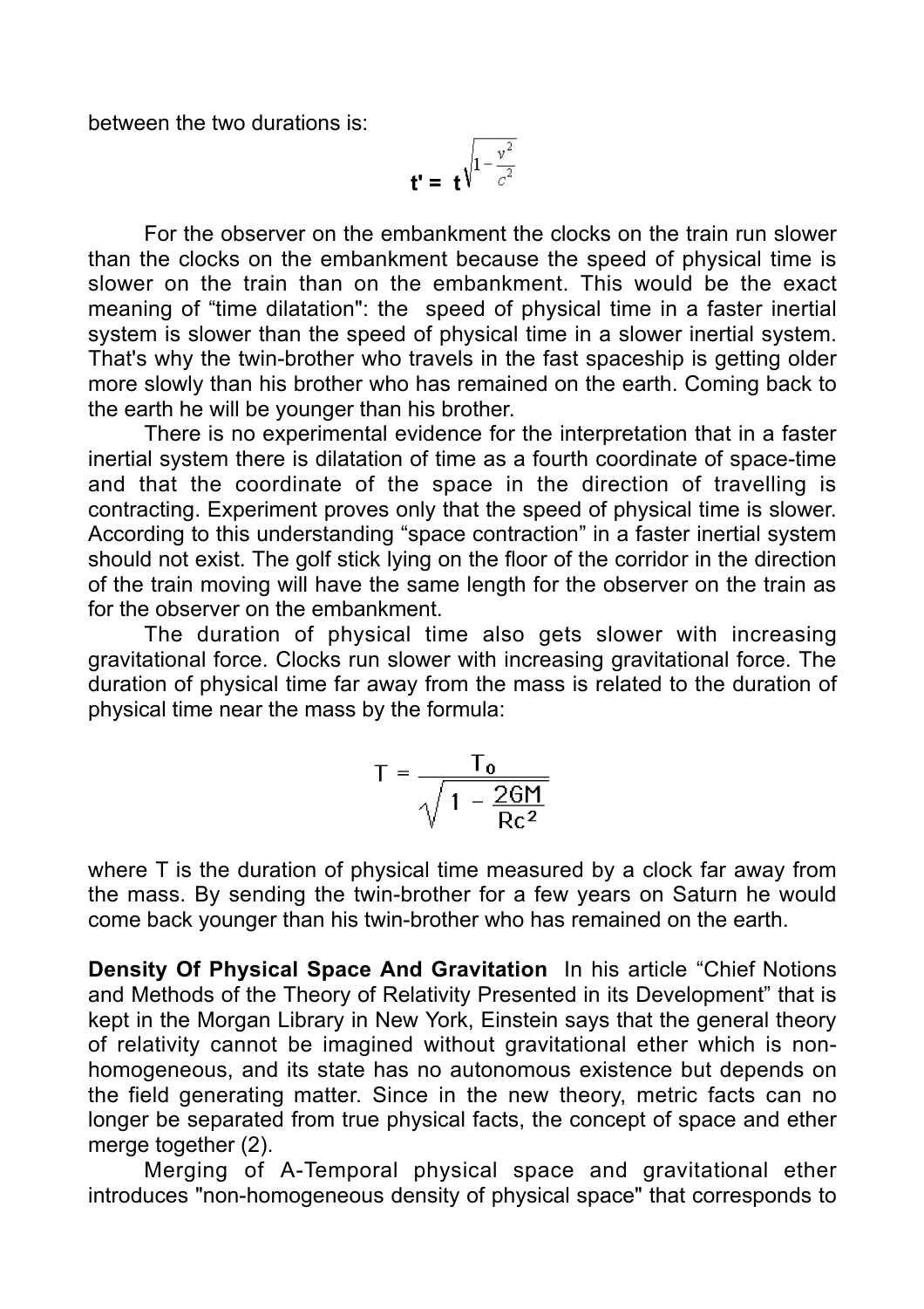between the two durations is:

$$t' = t\sqrt{1-\frac{v^2}{c^2}}$$

For the observer on the embankment the clocks on the train run slower than the clocks on the embankment because the speed of physical time is slower on the train than on the embankment. This would be the exact meaning of “time dilatation": the speed of physical time in a faster inertial system is slower than the speed of physical time in a slower inertial system. That's why the twin-brother who travels in the fast spaceship is getting older more slowly than his brother who has remained on the earth. Coming back to the earth he will be younger than his brother.

There is no experimental evidence for the interpretation that in a faster inertial system there is dilatation of time as a fourth coordinate of space-time and that the coordinate of the space in the direction of travelling is contracting. Experiment proves only that the speed of physical time is slower. According to this understanding “space contraction” in a faster inertial system should not exist. The golf stick lying on the floor of the corridor in the direction of the train moving will have the same length for the observer on the train as for the observer on the embankment.

The duration of physical time also gets slower with increasing gravitational force. Clocks run slower with increasing gravitational force. The duration of physical time far away from the mass is related to the duration of physical time near the mass by the formula:

$$T = \frac{T_0}{\sqrt{1 - \frac{2GM}{Rc^2}}}$$

where T is the duration of physical time measured by a clock far away from the mass. By sending the twin-brother for a few years on Saturn he would come back younger than his twin-brother who has remained on the earth.

**Density Of Physical Space And Gravitation** In his article “Chief Notions and Methods of the Theory of Relativity Presented in its Development” that is kept in the Morgan Library in New York, Einstein says that the general theory of relativity cannot be imagined without gravitational ether which is non-homogeneous, and its state has no autonomous existence but depends on the field generating matter. Since in the new theory, metric facts can no longer be separated from true physical facts, the concept of space and ether merge together (2).

Merging of A-Temporal physical space and gravitational ether introduces "non-homogeneous density of physical space" that corresponds to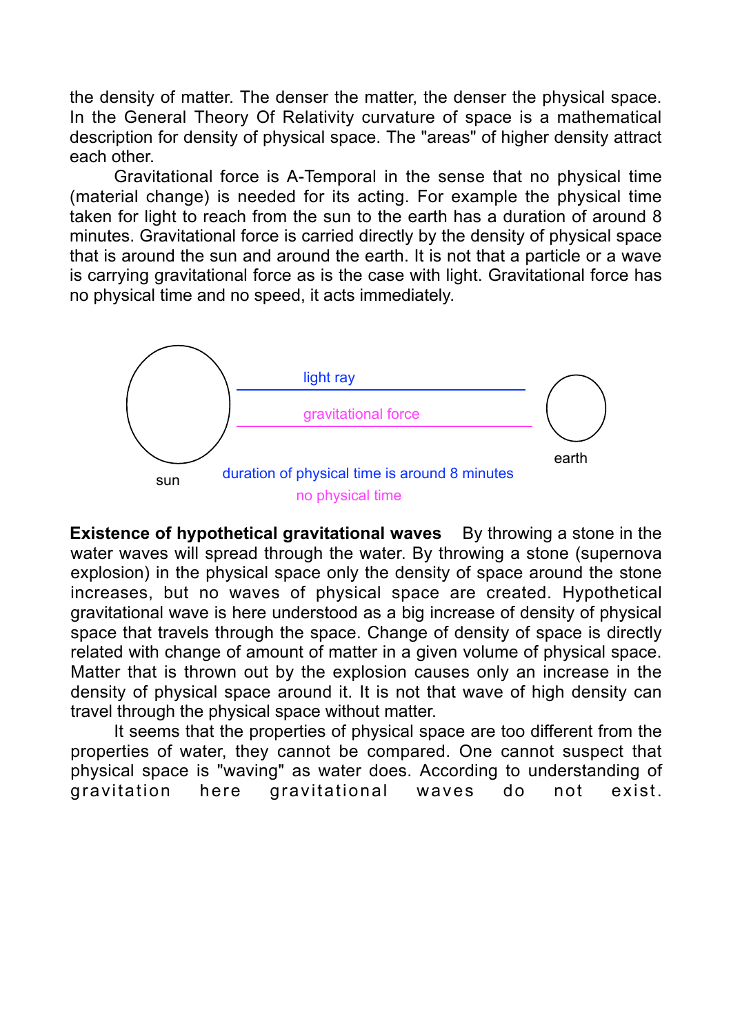the density of matter. The denser the matter, the denser the physical space. In the General Theory Of Relativity curvature of space is a mathematical description for density of physical space. The "areas" of higher density attract each other.

Gravitational force is A-Temporal in the sense that no physical time (material change) is needed for its acting. For example the physical time taken for light to reach from the sun to the earth has a duration of around 8 minutes. Gravitational force is carried directly by the density of physical space that is around the sun and around the earth. It is not that a particle or a wave is carrying gravitational force as is the case with light. Gravitational force has no physical time and no speed, it acts immediately.

light ray

gravitational force

sun

earth

duration of physical time is around 8 minutes

no physical time

**Existence of hypothetical gravitational waves** By throwing a stone in the water waves will spread through the water. By throwing a stone (supernova explosion) in the physical space only the density of space around the stone increases, but no waves of physical space are created. Hypothetical gravitational wave is here understood as a big increase of density of physical space that travels through the space. Change of density of space is directly related with change of amount of matter in a given volume of physical space. Matter that is thrown out by the explosion causes only an increase in the density of physical space around it. It is not that wave of high density can travel through the physical space without matter.

It seems that the properties of physical space are too different from the properties of water, they cannot be compared. One cannot suspect that physical space is "waving" as water does. According to understanding of gravitation here gravitational waves do not exist.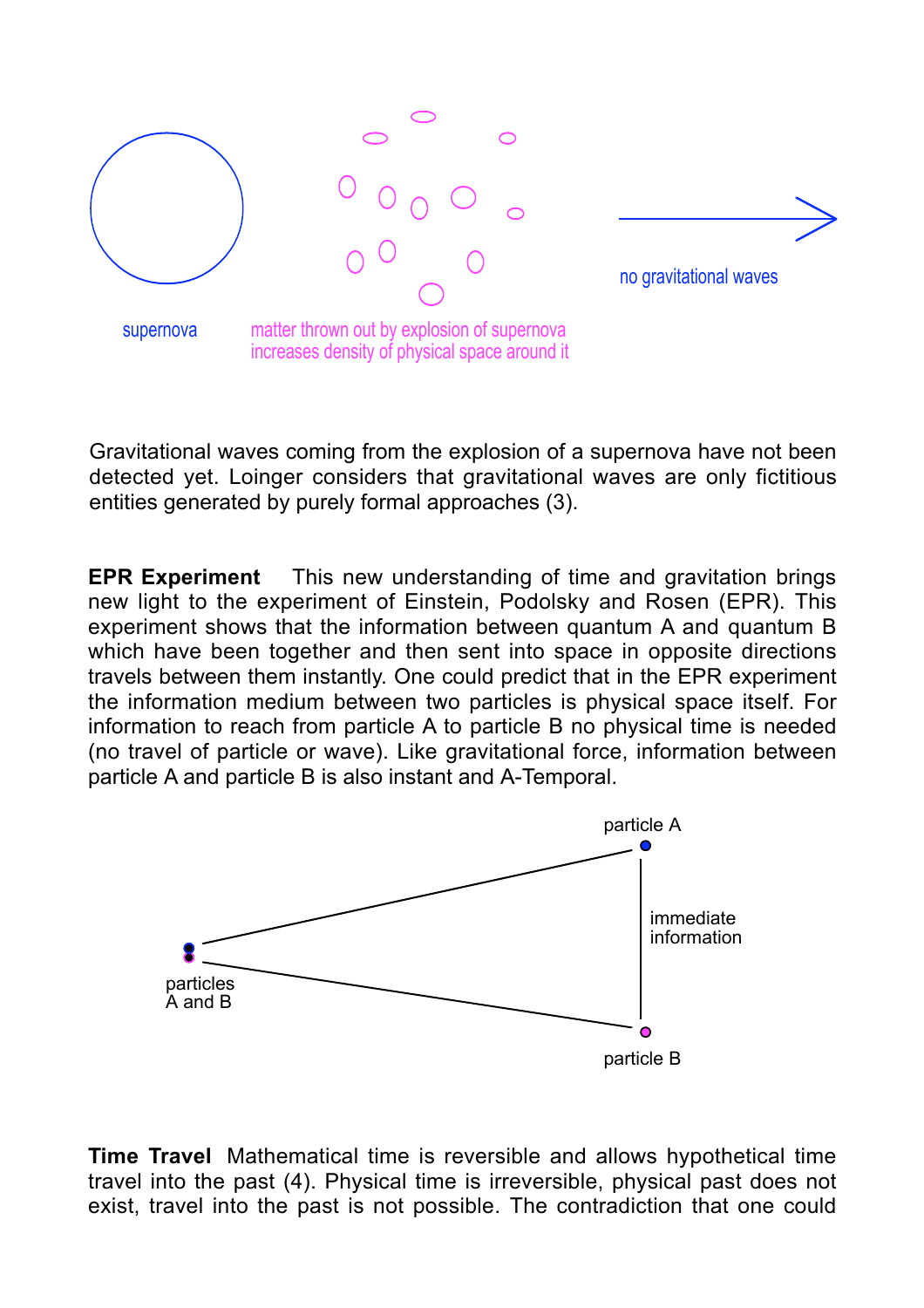supernova

matter thrown out by explosion of supernova increases density of physical space around it

no gravitational waves

Gravitational waves coming from the explosion of a supernova have not been detected yet. Loinger considers that gravitational waves are only fictitious entities generated by purely formal approaches (3).

**EPR Experiment** This new understanding of time and gravitation brings new light to the experiment of Einstein, Podolsky and Rosen (EPR). This experiment shows that the information between quantum A and quantum B which have been together and then sent into space in opposite directions travels between them instantly. One could predict that in the EPR experiment the information medium between two particles is physical space itself. For information to reach from particle A to particle B no physical time is needed (no travel of particle or wave). Like gravitational force, information between particle A and particle B is also instant and A-Temporal.

particle A

particles A and B

immediate information

particle B

**Time Travel** Mathematical time is reversible and allows hypothetical time travel into the past (4). Physical time is irreversible, physical past does not exist, travel into the past is not possible. The contradiction that one could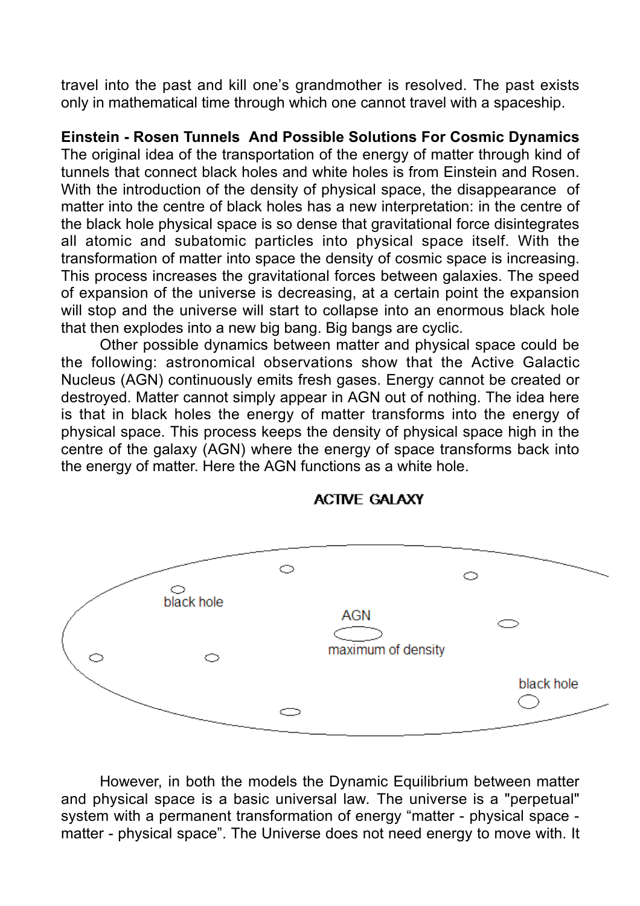travel into the past and kill one's grandmother is resolved. The past exists only in mathematical time through which one cannot travel with a spaceship.

**Einstein - Rosen Tunnels And Possible Solutions For Cosmic Dynamics**

The original idea of the transportation of the energy of matter through kind of tunnels that connect black holes and white holes is from Einstein and Rosen. With the introduction of the density of physical space, the disappearance of matter into the centre of black holes has a new interpretation: in the centre of the black hole physical space is so dense that gravitational force disintegrates all atomic and subatomic particles into physical space itself. With the transformation of matter into space the density of cosmic space is increasing. This process increases the gravitational forces between galaxies. The speed of expansion of the universe is decreasing, at a certain point the expansion will stop and the universe will start to collapse into an enormous black hole that then explodes into a new big bang. Big bangs are cyclic.

Other possible dynamics between matter and physical space could be the following: astronomical observations show that the Active Galactic Nucleus (AGN) continuously emits fresh gases. Energy cannot be created or destroyed. Matter cannot simply appear in AGN out of nothing. The idea here is that in black holes the energy of matter transforms into the energy of physical space. This process keeps the density of physical space high in the centre of the galaxy (AGN) where the energy of space transforms back into the energy of matter. Here the AGN functions as a white hole.

ACTIVE GALAXY

black hole

AGN

maximum of density

black hole

However, in both the models the Dynamic Equilibrium between matter and physical space is a basic universal law. The universe is a "perpetual" system with a permanent transformation of energy "matter - physical space - matter - physical space". The Universe does not need energy to move with. It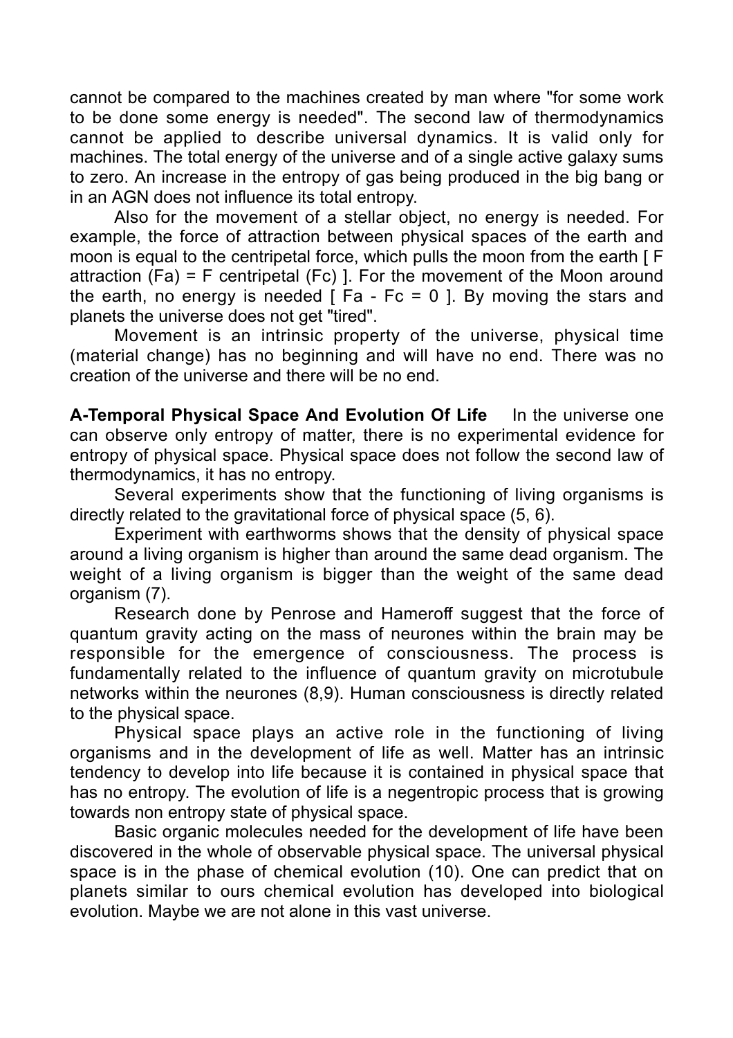cannot be compared to the machines created by man where "for some work to be done some energy is needed". The second law of thermodynamics cannot be applied to describe universal dynamics. It is valid only for machines. The total energy of the universe and of a single active galaxy sums to zero. An increase in the entropy of gas being produced in the big bang or in an AGN does not influence its total entropy.

Also for the movement of a stellar object, no energy is needed. For example, the force of attraction between physical spaces of the earth and moon is equal to the centripetal force, which pulls the moon from the earth [ F attraction (Fa) = F centripetal (Fc) ]. For the movement of the Moon around the earth, no energy is needed [ Fa - Fc = 0 ]. By moving the stars and planets the universe does not get "tired".

Movement is an intrinsic property of the universe, physical time (material change) has no beginning and will have no end. There was no creation of the universe and there will be no end.

**A-Temporal Physical Space And Evolution Of Life** In the universe one can observe only entropy of matter, there is no experimental evidence for entropy of physical space. Physical space does not follow the second law of thermodynamics, it has no entropy.

Several experiments show that the functioning of living organisms is directly related to the gravitational force of physical space (5, 6).

Experiment with earthworms shows that the density of physical space around a living organism is higher than around the same dead organism. The weight of a living organism is bigger than the weight of the same dead organism (7).

Research done by Penrose and Hameroff suggest that the force of quantum gravity acting on the mass of neurones within the brain may be responsible for the emergence of consciousness. The process is fundamentally related to the influence of quantum gravity on microtubule networks within the neurones (8,9). Human consciousness is directly related to the physical space.

Physical space plays an active role in the functioning of living organisms and in the development of life as well. Matter has an intrinsic tendency to develop into life because it is contained in physical space that has no entropy. The evolution of life is a negentropic process that is growing towards non entropy state of physical space.

Basic organic molecules needed for the development of life have been discovered in the whole of observable physical space. The universal physical space is in the phase of chemical evolution (10). One can predict that on planets similar to ours chemical evolution has developed into biological evolution. Maybe we are not alone in this vast universe.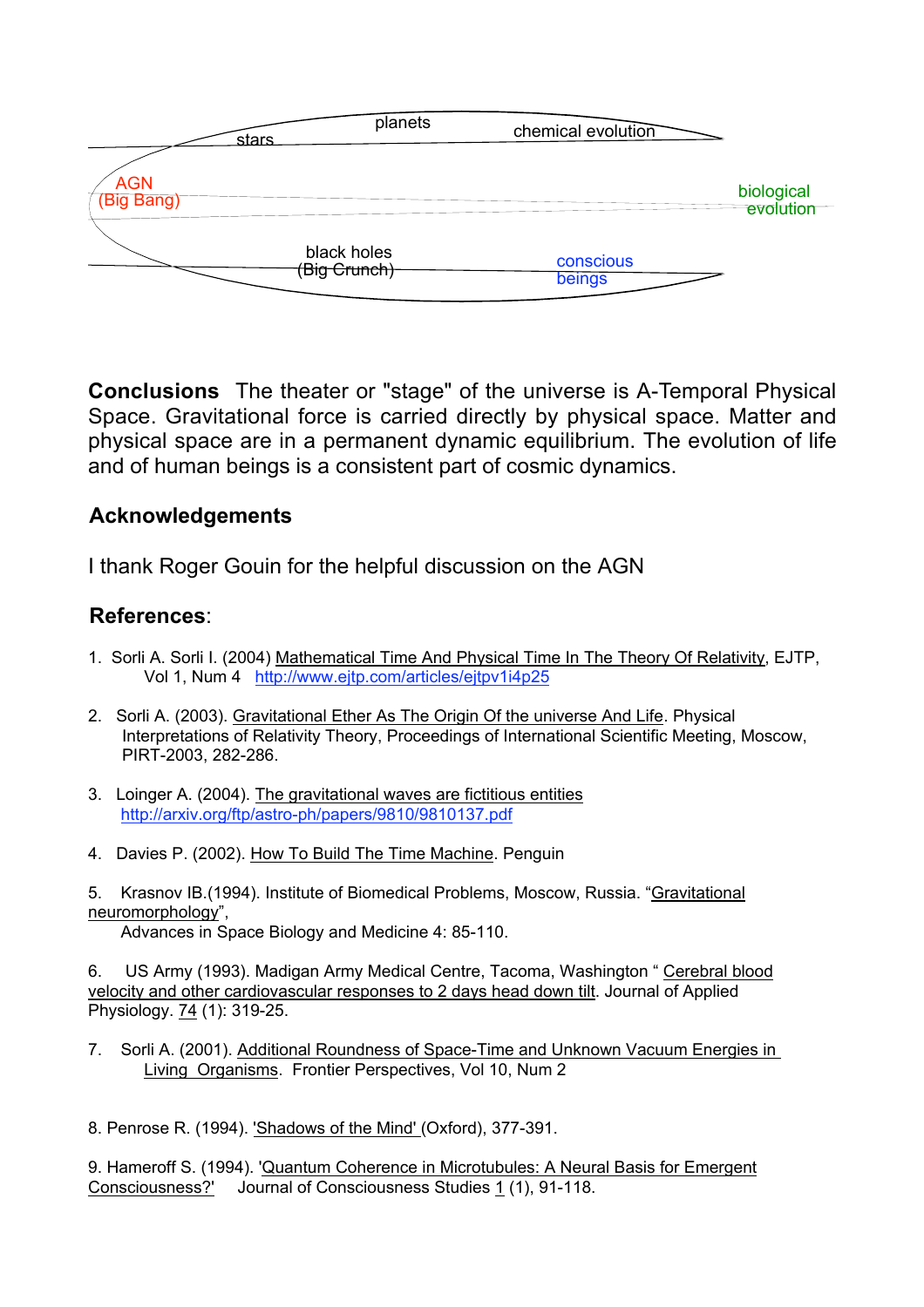planets

stars

chemical evolution

AGN
(Big Bang)

biological
evolution

black holes
(Big Crunch)

conscious
beings

**Conclusions** The theater or "stage" of the universe is A-Temporal Physical Space. Gravitational force is carried directly by physical space. Matter and physical space are in a permanent dynamic equilibrium. The evolution of life and of human beings is a consistent part of cosmic dynamics.

## Acknowledgements

I thank Roger Gouin for the helpful discussion on the AGN

## References:

1. Sorli A. Sorli I. (2004) Mathematical Time And Physical Time In The Theory Of Relativity, EJTP, Vol 1, Num 4 http://www.ejtp.com/articles/ejtpv1i4p25

2. Sorli A. (2003). Gravitational Ether As The Origin Of the universe And Life. Physical Interpretations of Relativity Theory, Proceedings of International Scientific Meeting, Moscow, PIRT-2003, 282-286.

3. Loinger A. (2004). The gravitational waves are fictitious entities http://arxiv.org/ftp/astro-ph/papers/9810/9810137.pdf

4. Davies P. (2002). How To Build The Time Machine. Penguin

5. Krasnov IB.(1994). Institute of Biomedical Problems, Moscow, Russia. "Gravitational neuromorphology", Advances in Space Biology and Medicine 4: 85-110.

6. US Army (1993). Madigan Army Medical Centre, Tacoma, Washington " Cerebral blood velocity and other cardiovascular responses to 2 days head down tilt. Journal of Applied Physiology. 74 (1): 319-25.

7. Sorli A. (2001). Additional Roundness of Space-Time and Unknown Vacuum Energies in Living Organisms. Frontier Perspectives, Vol 10, Num 2

8. Penrose R. (1994). 'Shadows of the Mind' (Oxford), 377-391.

9. Hameroff S. (1994). 'Quantum Coherence in Microtubules: A Neural Basis for Emergent Consciousness?' Journal of Consciousness Studies 1 (1), 91-118.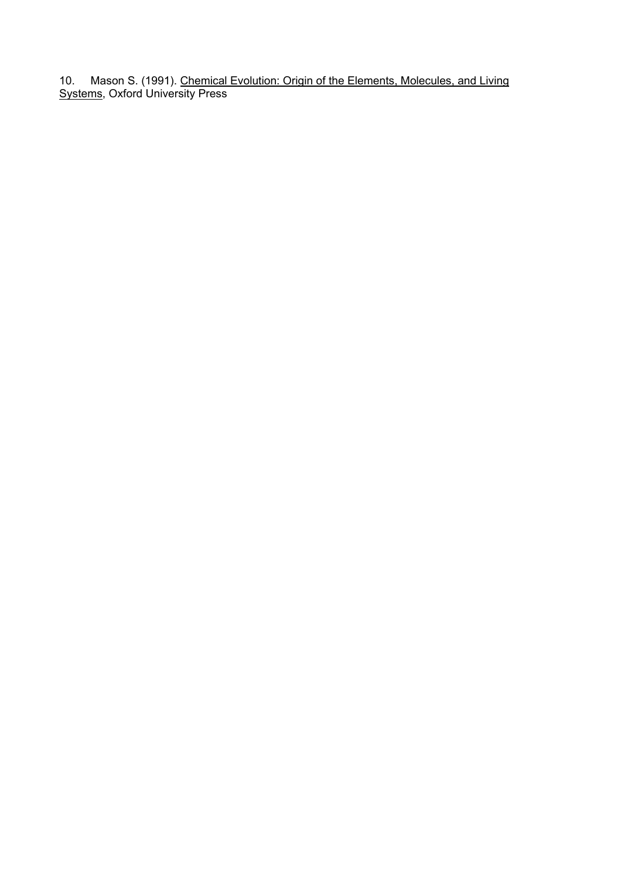10. Mason S. (1991). Chemical Evolution: Origin of the Elements, Molecules, and Living Systems, Oxford University Press